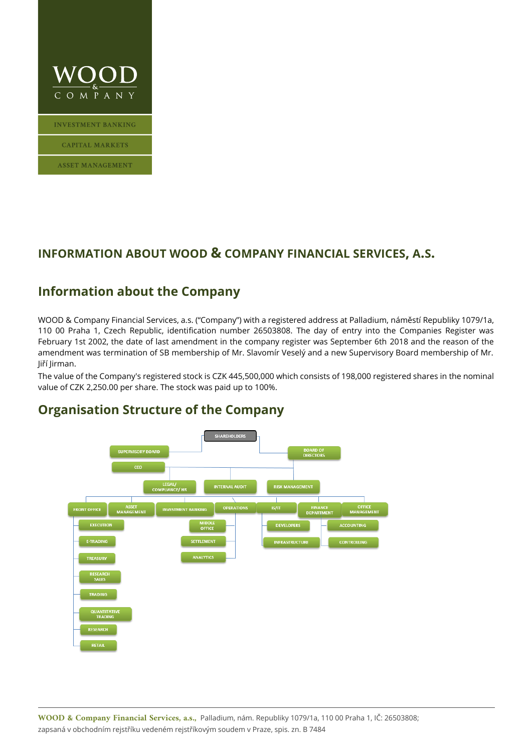# INFORMATION ABOUT WOOD & COMPANY FINANCIAL SERVICES, A.S.

## Information about the Company

WOOD & Company Financial Services, a.s. ("Company") with a registered address at Palladium, náměstí Republiky 1079/1a, 110 00 Praha 1, Czech Republic, identification number 26503808. The day of entry into the Companies Register was February 1st 2002, the date of last amendment in the company register was September 6th 2018 and the reason of the amendment was termination of SB membership of Mr. Slavomír Veselý and a new Supervisory Board membership of Mr. Jiří Jirman.

The value of the Company's registered stock is CZK 445,500,000 which consists of 198,000 registered shares in the nominal value of CZK 2,250.00 per share. The stock was paid up to 100%.

## Organisation Structure of the Company

- SHAREHOLDERS
  - SUPERVISORY BOARD
  - BOARD OF DIRECTORS
    - CEO
    - LEGAL/ COMPLIANCE/ HR
    - INTERNAL AUDIT
    - RISK MANAGEMENT
    - FRONT OFFICE
      - EXECUTION
      - E-TRADING
      - TREASURY
      - RESEARCH SALES
      - TRADING
      - QUANTITATIVE TRADING
      - RESEARCH
      - RETAIL
    - ASSET MANAGEMENT
    - INVESTMENT BANKING
    - OPERATIONS
      - MIDDLE OFFICE
      - SETTLEMENT
      - ANALYTICS
    - IS/IT
      - DEVELOPERS
      - INFRASTRUCTURE
    - FINANCE DEPARTMENT
      - ACCOUNTING
      - CONTROLLING
    - OFFICE MANAGEMENT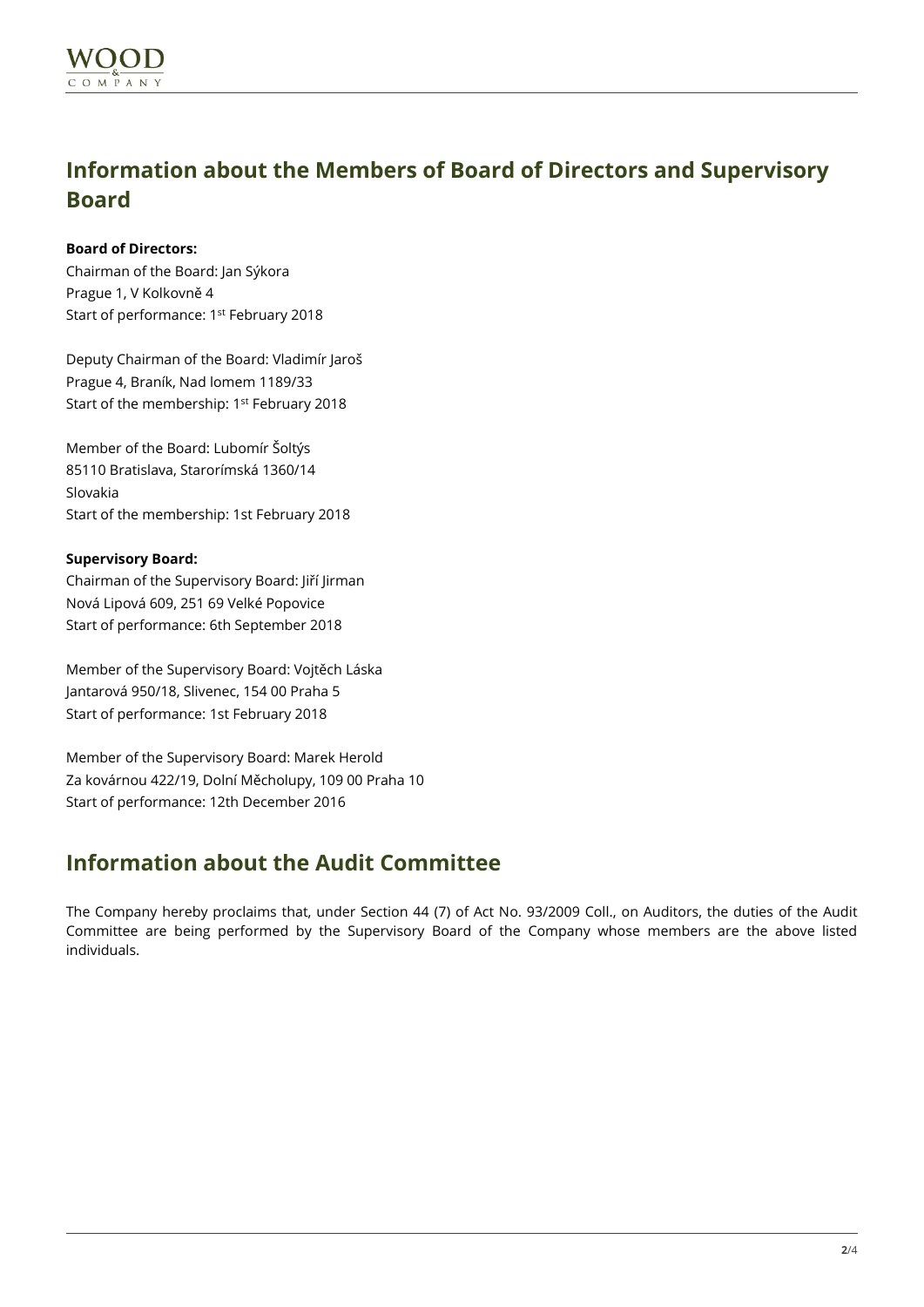## Information about the Members of Board of Directors and Supervisory Board

**Board of Directors:**
Chairman of the Board: Jan Sýkora
Prague 1, V Kolkovně 4
Start of performance: 1st February 2018

Deputy Chairman of the Board: Vladimír Jaroš
Prague 4, Braník, Nad lomem 1189/33
Start of the membership: 1st February 2018

Member of the Board: Lubomír Šoltýs
85110 Bratislava, Starorímská 1360/14
Slovakia
Start of the membership: 1st February 2018

**Supervisory Board:**
Chairman of the Supervisory Board: Jiří Jirman
Nová Lipová 609, 251 69 Velké Popovice
Start of performance: 6th September 2018

Member of the Supervisory Board: Vojtěch Láska
Jantarová 950/18, Slivenec, 154 00 Praha 5
Start of performance: 1st February 2018

Member of the Supervisory Board: Marek Herold
Za kovárnou 422/19, Dolní Měcholupy, 109 00 Praha 10
Start of performance: 12th December 2016

## Information about the Audit Committee

The Company hereby proclaims that, under Section 44 (7) of Act No. 93/2009 Coll., on Auditors, the duties of the Audit Committee are being performed by the Supervisory Board of the Company whose members are the above listed individuals.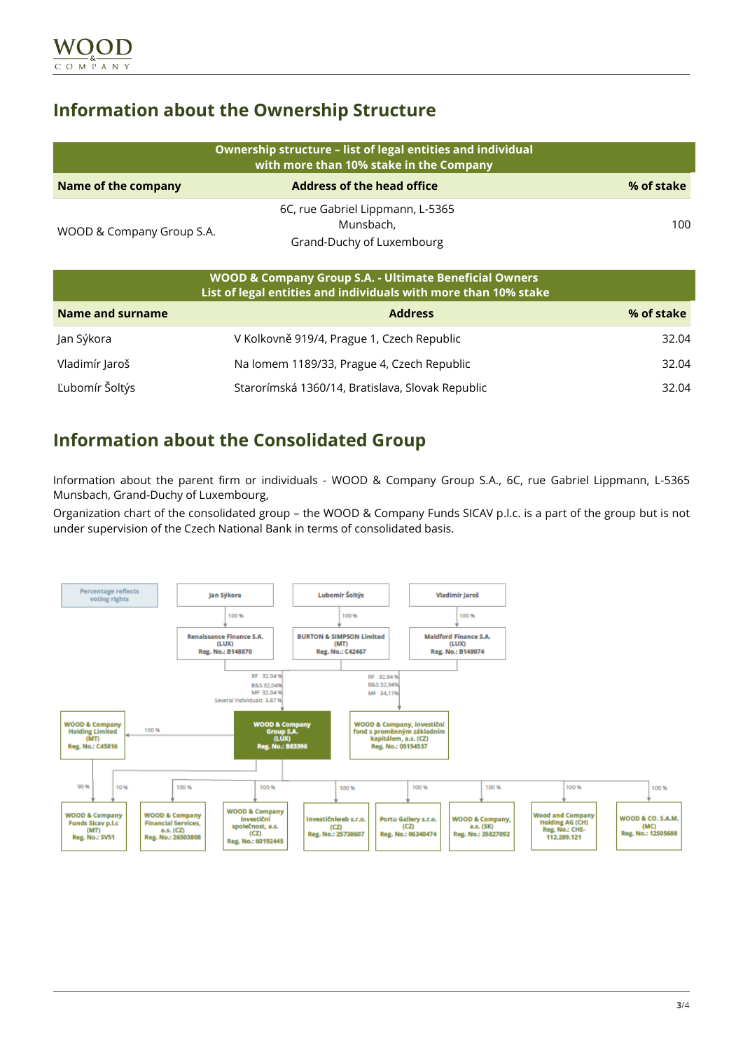## Information about the Ownership Structure

| Ownership structure – list of legal entities and individual with more than 10% stake in the Company | | |
|---|---|---|
| **Name of the company** | **Address of the head office** | **% of stake** |
| WOOD & Company Group S.A. | 6C, rue Gabriel Lippmann, L-5365 Munsbach, Grand-Duchy of Luxembourg | 100 |

| WOOD & Company Group S.A. - Ultimate Beneficial Owners List of legal entities and individuals with more than 10% stake | | |
|---|---|---|
| **Name and surname** | **Address** | **% of stake** |
| Jan Sýkora | V Kolkovně 919/4, Prague 1, Czech Republic | 32.04 |
| Vladimír Jaroš | Na lomem 1189/33, Prague 4, Czech Republic | 32.04 |
| Ľubomír Šoltýs | Starorímská 1360/14, Bratislava, Slovak Republic | 32.04 |

## Information about the Consolidated Group

Information about the parent firm or individuals - WOOD & Company Group S.A., 6C, rue Gabriel Lippmann, L-5365 Munsbach, Grand-Duchy of Luxembourg,

Organization chart of the consolidated group – the WOOD & Company Funds SICAV p.l.c. is a part of the group but is not under supervision of the Czech National Bank in terms of consolidated basis.

Percentage reflects voting rights

- Jan Sýkora – 100 % – Renaissance Finance S.A. (LUX) Reg. No.: B148870
- Lubomír Šoltýs – 100 % – BURTON & SIMPSON Limited (MT) Reg. No.: C42467
- Vladimír Jaroš – 100 % – Maidford Finance S.A. (LUX) Reg. No.: B148074

WOOD & Company Group S.A. (LUX) Reg. No.: B83396 – RF 32.04 %, B&S 32.04%, MF 32.04 %, Several individuals 3.87 %

WOOD & Company, investiční fond s proměnným základním kapitálem, a.s. (CZ) Reg. No.: 05154537 – RF 32.94 %, B&S 32.94%, MF 34.11%

Subsidiaries of WOOD & Company Group S.A.:

- WOOD & Company Holding Limited (MT) Reg. No.: C45816 – 100 %
- WOOD & Company Funds Sicav p.l.c (MT) Reg. No.: SV51 – 90 % (WOOD & Company Holding Limited), 10 %
- WOOD & Company Financial Services, a.s. (CZ) Reg. No.: 26503808 – 100 %
- WOOD & Company investiční společnost, a.s. (CZ) Reg. No.: 60192445 – 100 %
- Investičníweb s.r.o. (CZ) Reg. No.: 25738607 – 100 %
- Portu Gallery s.r.o. (CZ) Reg. No.: 06340474 – 100 %
- WOOD & Company, a.s. (SK) Reg. No.: 35827092 – 100 %
- Wood and Company Holding AG (CH) Reg. No.: CHE-112.289.121 – 100 %
- WOOD & CO. S.A.M. (MC) Reg. No.: 12S05688 – 100 %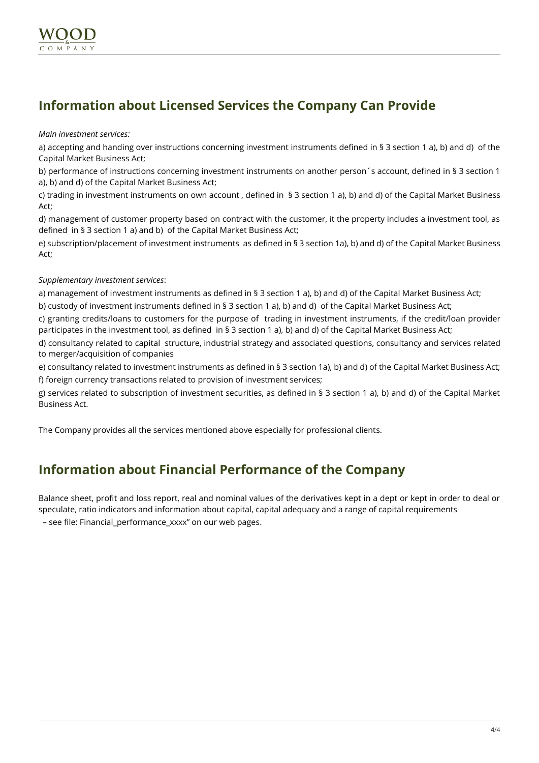## Information about Licensed Services the Company Can Provide

*Main investment services:*

a) accepting and handing over instructions concerning investment instruments defined in § 3 section 1 a), b) and d) of the Capital Market Business Act;

b) performance of instructions concerning investment instruments on another person´s account, defined in § 3 section 1 a), b) and d) of the Capital Market Business Act;

c) trading in investment instruments on own account , defined in § 3 section 1 a), b) and d) of the Capital Market Business Act;

d) management of customer property based on contract with the customer, it the property includes a investment tool, as defined in § 3 section 1 a) and b) of the Capital Market Business Act;

e) subscription/placement of investment instruments as defined in § 3 section 1a), b) and d) of the Capital Market Business Act;

*Supplementary investment services*:

a) management of investment instruments as defined in § 3 section 1 a), b) and d) of the Capital Market Business Act;

b) custody of investment instruments defined in § 3 section 1 a), b) and d) of the Capital Market Business Act;

c) granting credits/loans to customers for the purpose of trading in investment instruments, if the credit/loan provider participates in the investment tool, as defined in § 3 section 1 a), b) and d) of the Capital Market Business Act;

d) consultancy related to capital structure, industrial strategy and associated questions, consultancy and services related to merger/acquisition of companies

e) consultancy related to investment instruments as defined in § 3 section 1a), b) and d) of the Capital Market Business Act;

f) foreign currency transactions related to provision of investment services;

g) services related to subscription of investment securities, as defined in § 3 section 1 a), b) and d) of the Capital Market Business Act.

The Company provides all the services mentioned above especially for professional clients.

## Information about Financial Performance of the Company

Balance sheet, profit and loss report, real and nominal values of the derivatives kept in a dept or kept in order to deal or speculate, ratio indicators and information about capital, capital adequacy and a range of capital requirements – see file: Financial_performance_xxxx" on our web pages.